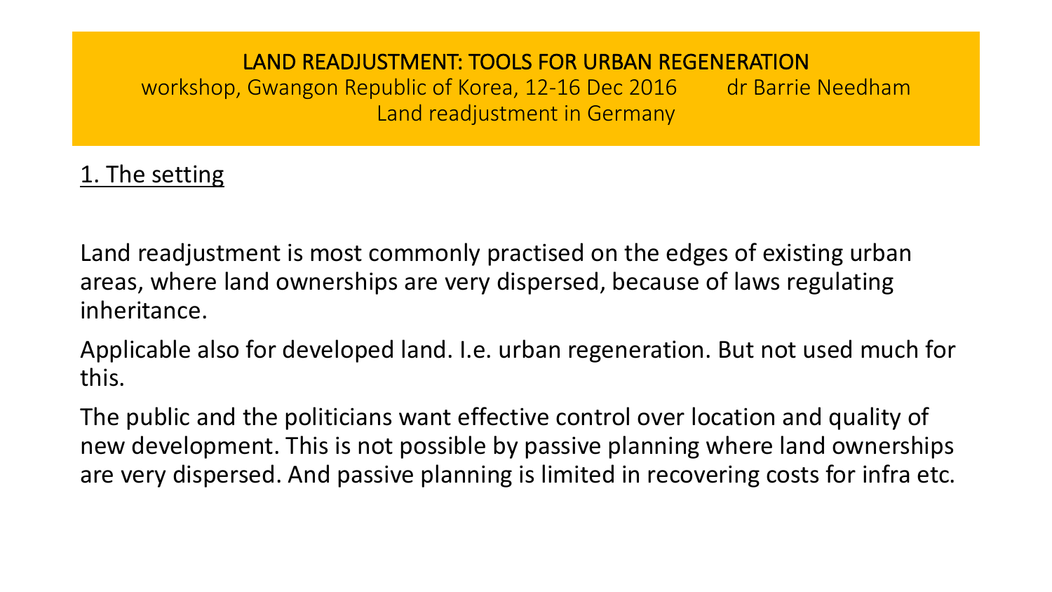# LAND READJUSTMENT: TOOLS FOR URBAN REGENERATION

workshop, Gwangon Republic of Korea, 12-16 Dec 2016 dr Barrie Needham

Land readjustment in Germany

## 1. The setting

Land readjustment is most commonly practised on the edges of existing urban areas, where land ownerships are very dispersed, because of laws regulating inheritance.

Applicable also for developed land. I.e. urban regeneration. But not used much for this.

The public and the politicians want effective control over location and quality of new development. This is not possible by passive planning where land ownerships are very dispersed. And passive planning is limited in recovering costs for infra etc.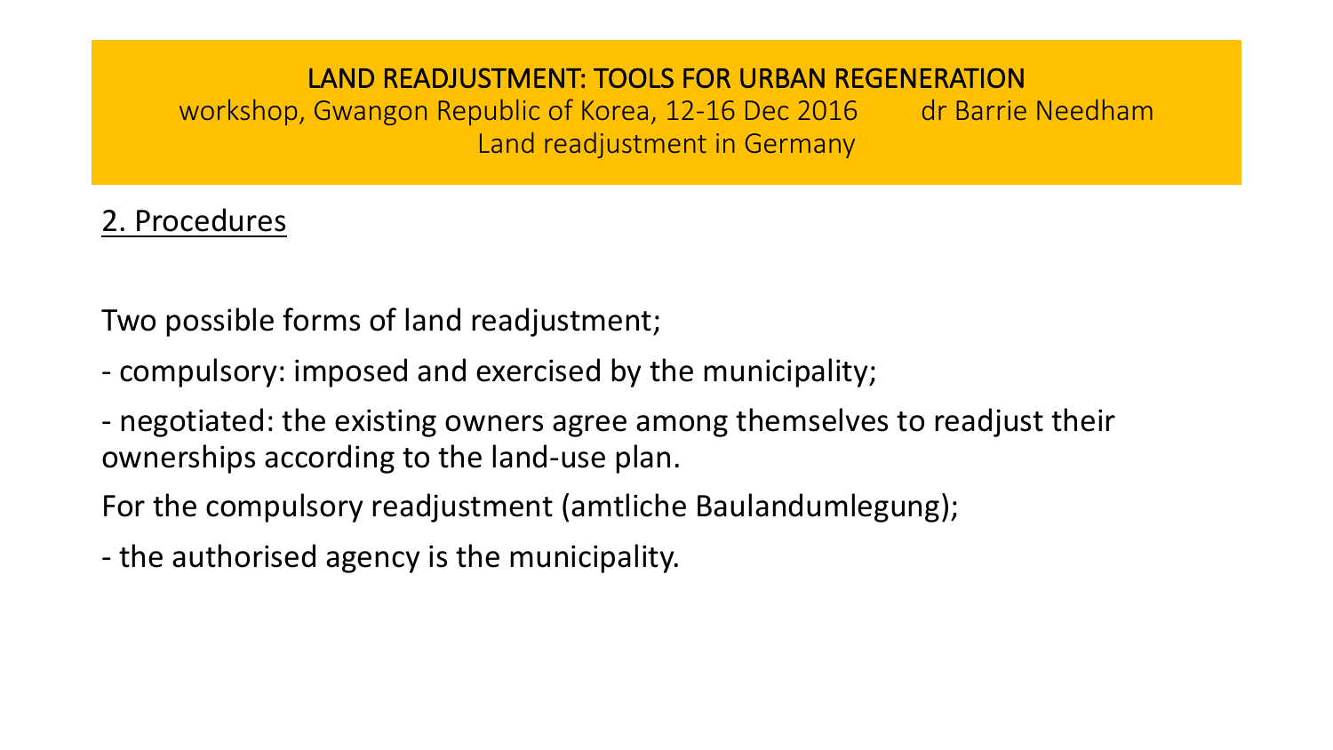## 2. Procedures

Two possible forms of land readjustment;

- compulsory: imposed and exercised by the municipality;
- negotiated: the existing owners agree among themselves to readjust their ownerships according to the land-use plan.

For the compulsory readjustment (amtliche Baulandumlegung);

- the authorised agency is the municipality.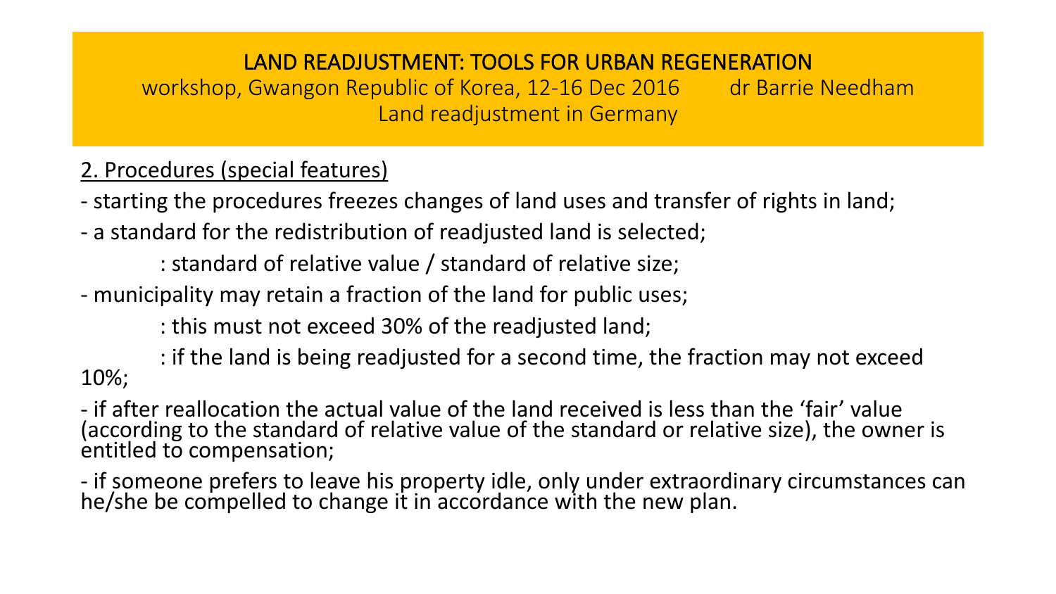LAND READJUSTMENT: TOOLS FOR URBAN REGENERATION
workshop, Gwangon Republic of Korea, 12-16 Dec 2016 dr Barrie Needham
Land readjustment in Germany

## 2. Procedures (special features)

- starting the procedures freezes changes of land uses and transfer of rights in land;
- a standard for the redistribution of readjusted land is selected;
  : standard of relative value / standard of relative size;
- municipality may retain a fraction of the land for public uses;
  : this must not exceed 30% of the readjusted land;
  : if the land is being readjusted for a second time, the fraction may not exceed 10%;
- if after reallocation the actual value of the land received is less than the 'fair' value (according to the standard of relative value of the standard or relative size), the owner is entitled to compensation;
- if someone prefers to leave his property idle, only under extraordinary circumstances can he/she be compelled to change it in accordance with the new plan.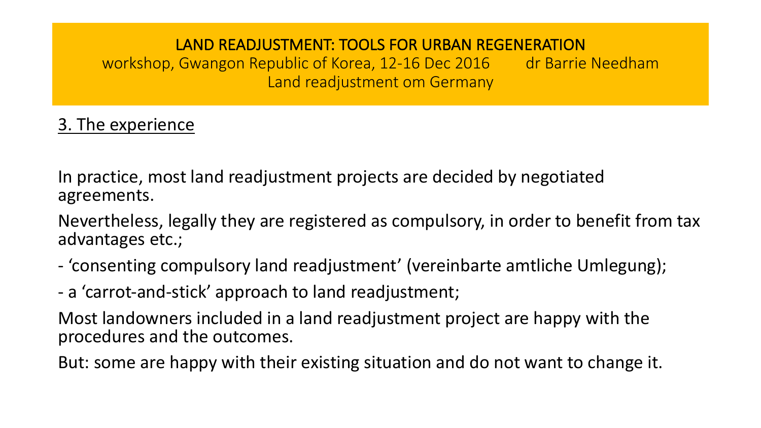**LAND READJUSTMENT: TOOLS FOR URBAN REGENERATION**

workshop, Gwangon Republic of Korea, 12-16 Dec 2016 dr Barrie Needham

Land readjustment om Germany

## 3. The experience

In practice, most land readjustment projects are decided by negotiated agreements.

Nevertheless, legally they are registered as compulsory, in order to benefit from tax advantages etc.;

- ‘consenting compulsory land readjustment’ (vereinbarte amtliche Umlegung);
- a ‘carrot-and-stick’ approach to land readjustment;

Most landowners included in a land readjustment project are happy with the procedures and the outcomes.

But: some are happy with their existing situation and do not want to change it.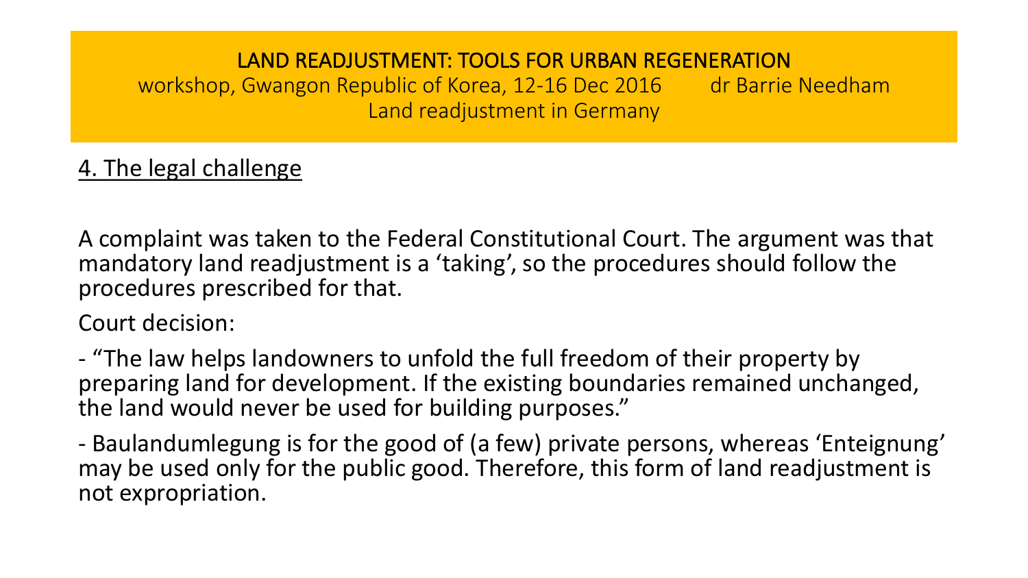**LAND READJUSTMENT: TOOLS FOR URBAN REGENERATION**
workshop, Gwangon Republic of Korea, 12-16 Dec 2016 dr Barrie Needham
Land readjustment in Germany

## 4. The legal challenge

A complaint was taken to the Federal Constitutional Court. The argument was that mandatory land readjustment is a 'taking', so the procedures should follow the procedures prescribed for that.

Court decision:

- "The law helps landowners to unfold the full freedom of their property by preparing land for development. If the existing boundaries remained unchanged, the land would never be used for building purposes."
- Baulandumlegung is for the good of (a few) private persons, whereas 'Enteignung' may be used only for the public good. Therefore, this form of land readjustment is not expropriation.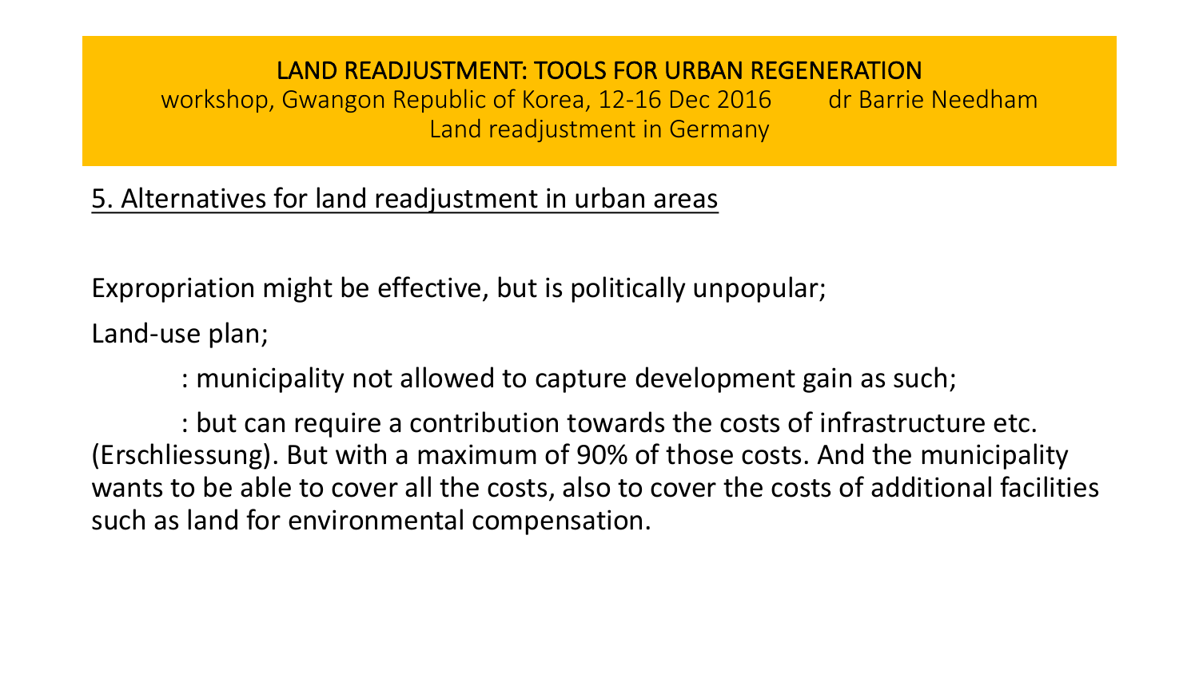## 5. Alternatives for land readjustment in urban areas

Expropriation might be effective, but is politically unpopular;

Land-use plan;

: municipality not allowed to capture development gain as such;

: but can require a contribution towards the costs of infrastructure etc. (Erschliessung). But with a maximum of 90% of those costs. And the municipality wants to be able to cover all the costs, also to cover the costs of additional facilities such as land for environmental compensation.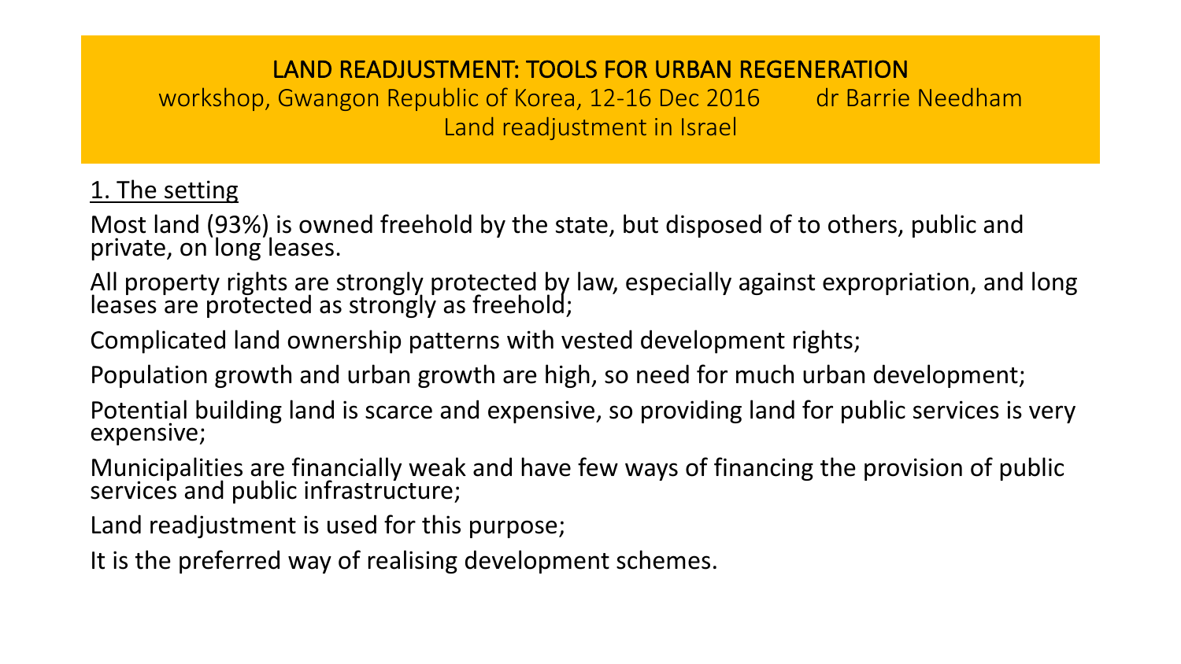# LAND READJUSTMENT: TOOLS FOR URBAN REGENERATION

workshop, Gwangon Republic of Korea, 12-16 Dec 2016 dr Barrie Needham

Land readjustment in Israel

## 1. The setting

Most land (93%) is owned freehold by the state, but disposed of to others, public and private, on long leases.

All property rights are strongly protected by law, especially against expropriation, and long leases are protected as strongly as freehold;

Complicated land ownership patterns with vested development rights;

Population growth and urban growth are high, so need for much urban development;

Potential building land is scarce and expensive, so providing land for public services is very expensive;

Municipalities are financially weak and have few ways of financing the provision of public services and public infrastructure;

Land readjustment is used for this purpose;

It is the preferred way of realising development schemes.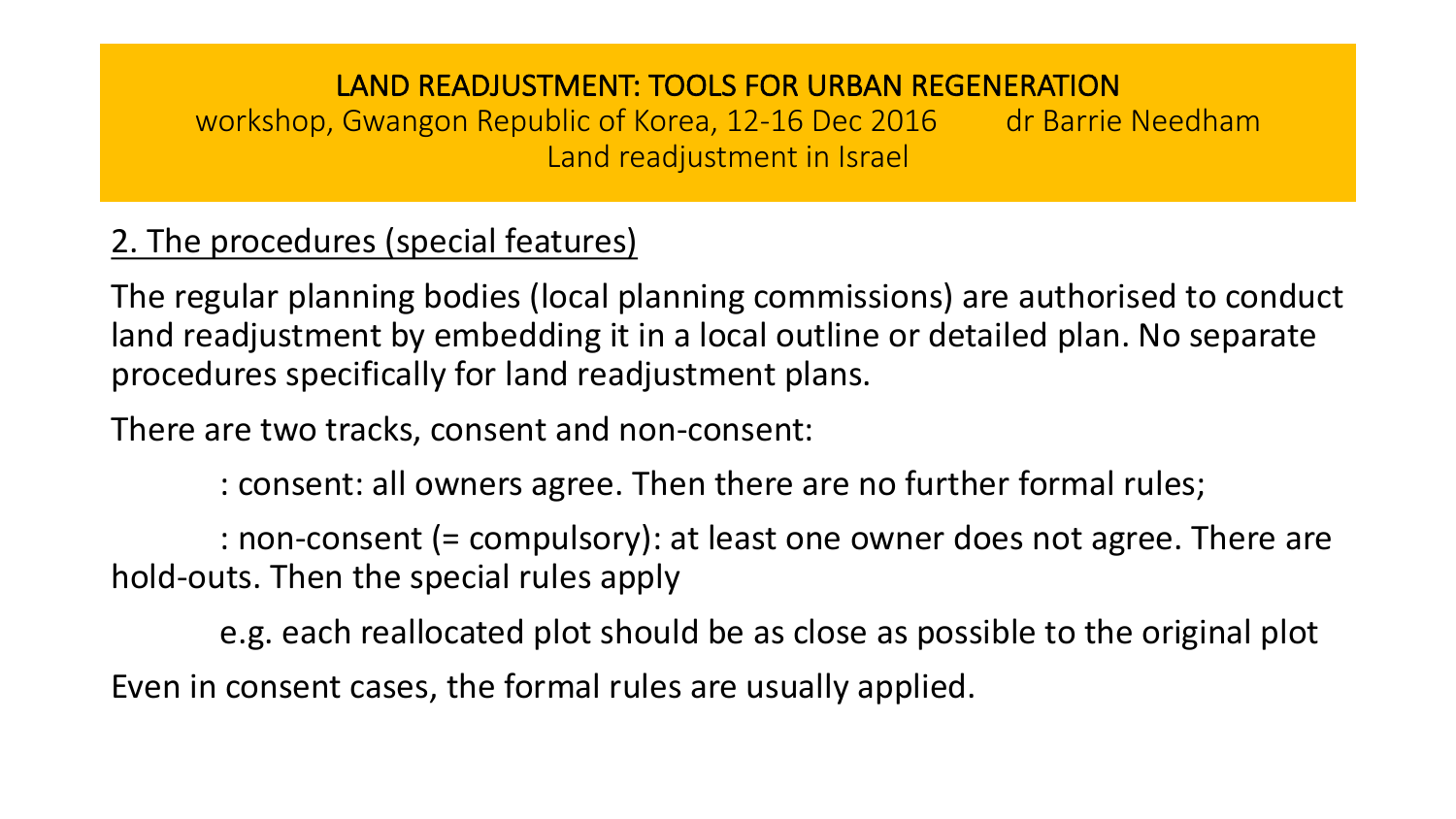LAND READJUSTMENT: TOOLS FOR URBAN REGENERATION

workshop, Gwangon Republic of Korea, 12-16 Dec 2016 dr Barrie Needham

Land readjustment in Israel

## 2. The procedures (special features)

The regular planning bodies (local planning commissions) are authorised to conduct land readjustment by embedding it in a local outline or detailed plan. No separate procedures specifically for land readjustment plans.

There are two tracks, consent and non-consent:

: consent: all owners agree. Then there are no further formal rules;

: non-consent (= compulsory): at least one owner does not agree. There are hold-outs. Then the special rules apply

e.g. each reallocated plot should be as close as possible to the original plot

Even in consent cases, the formal rules are usually applied.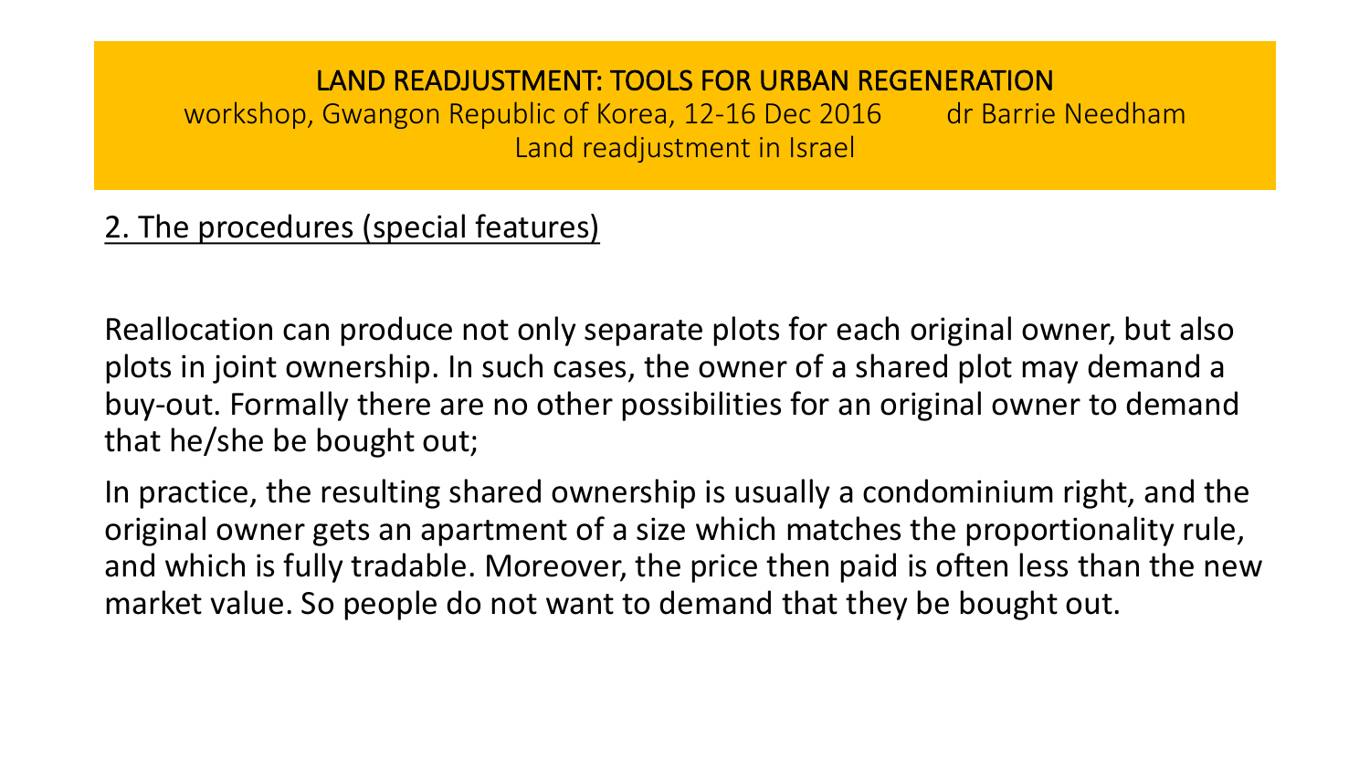## 2. The procedures (special features)

Reallocation can produce not only separate plots for each original owner, but also plots in joint ownership. In such cases, the owner of a shared plot may demand a buy-out. Formally there are no other possibilities for an original owner to demand that he/she be bought out;

In practice, the resulting shared ownership is usually a condominium right, and the original owner gets an apartment of a size which matches the proportionality rule, and which is fully tradable. Moreover, the price then paid is often less than the new market value. So people do not want to demand that they be bought out.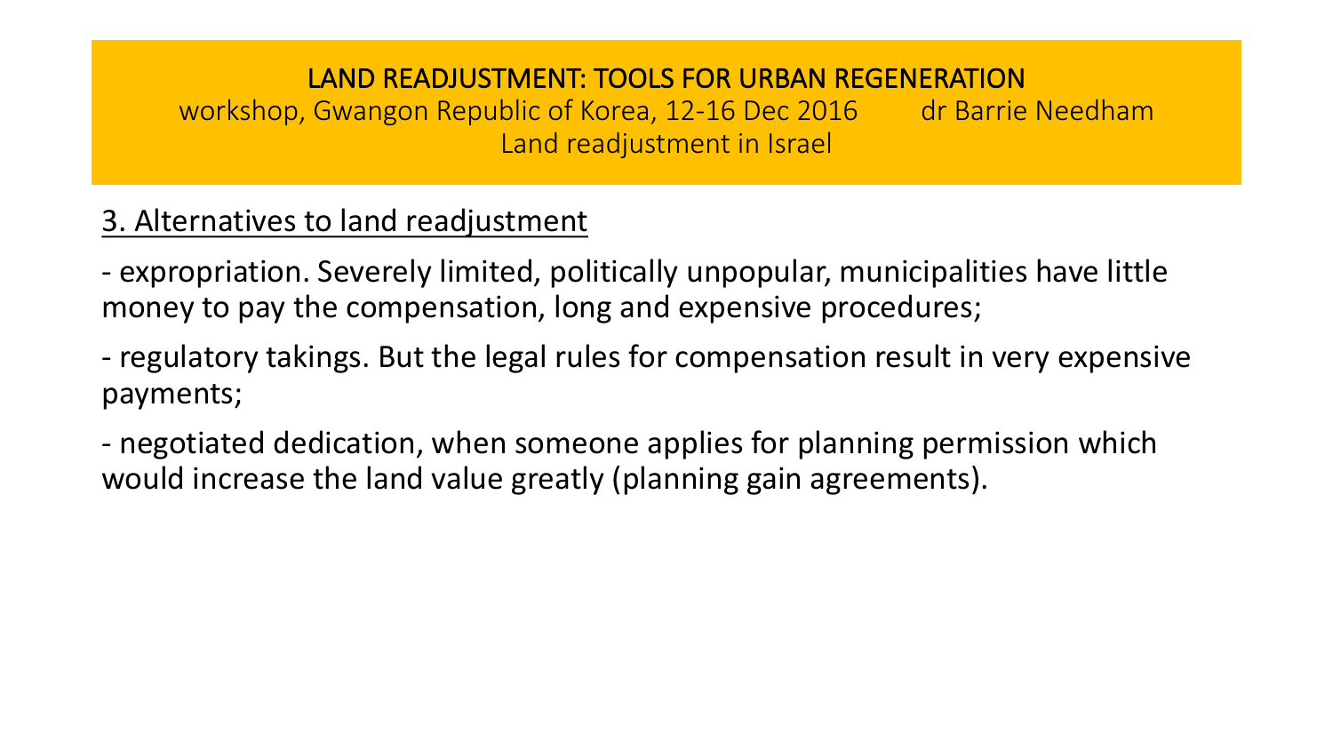LAND READJUSTMENT: TOOLS FOR URBAN REGENERATION
workshop, Gwangon Republic of Korea, 12-16 Dec 2016 dr Barrie Needham
Land readjustment in Israel

## 3. Alternatives to land readjustment

- expropriation. Severely limited, politically unpopular, municipalities have little money to pay the compensation, long and expensive procedures;

- regulatory takings. But the legal rules for compensation result in very expensive payments;

- negotiated dedication, when someone applies for planning permission which would increase the land value greatly (planning gain agreements).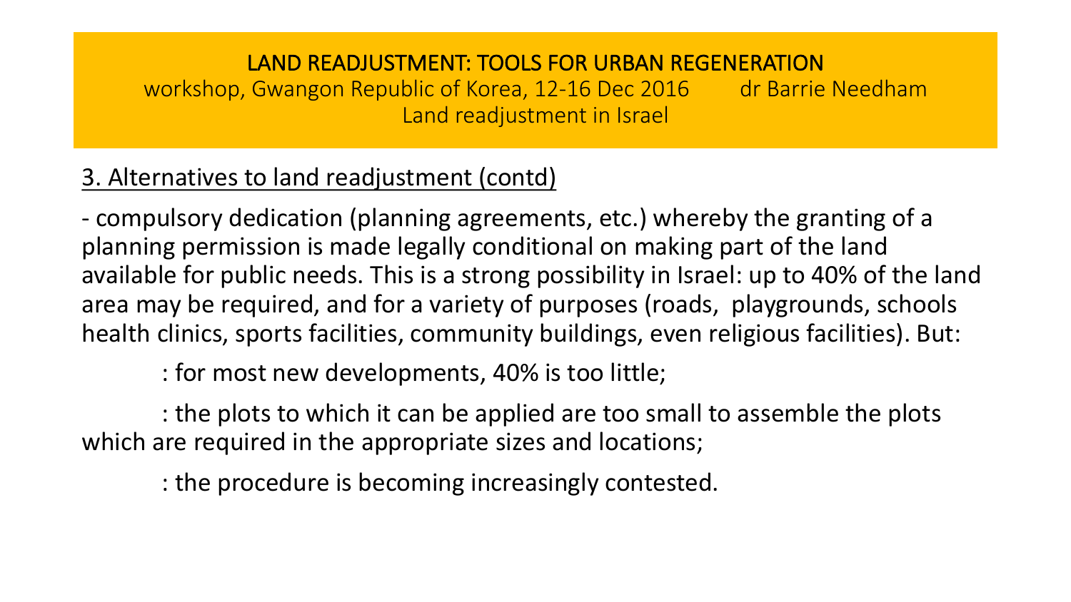## 3. Alternatives to land readjustment (contd)

- compulsory dedication (planning agreements, etc.) whereby the granting of a planning permission is made legally conditional on making part of the land available for public needs. This is a strong possibility in Israel: up to 40% of the land area may be required, and for a variety of purposes (roads, playgrounds, schools health clinics, sports facilities, community buildings, even religious facilities). But:

  : for most new developments, 40% is too little;

  : the plots to which it can be applied are too small to assemble the plots which are required in the appropriate sizes and locations;

  : the procedure is becoming increasingly contested.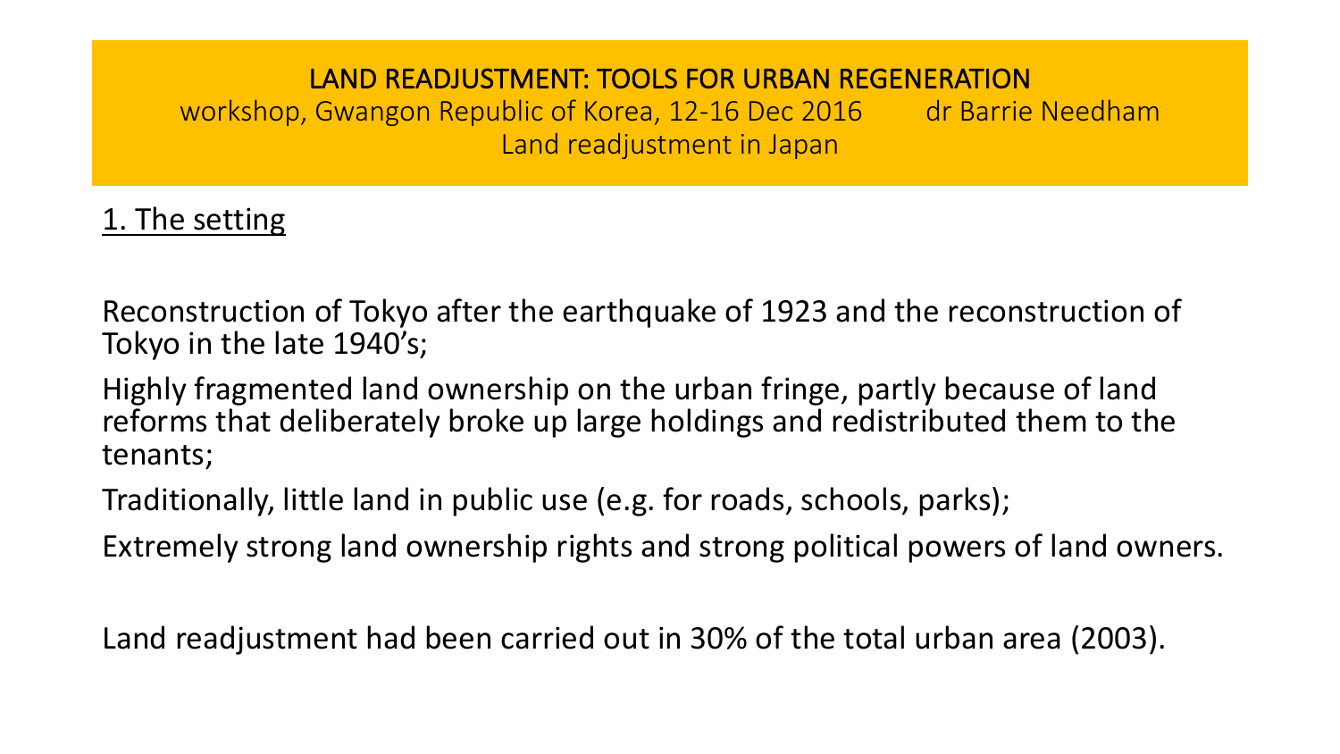LAND READJUSTMENT: TOOLS FOR URBAN REGENERATION

workshop, Gwangon Republic of Korea, 12-16 Dec 2016 dr Barrie Needham

Land readjustment in Japan

## 1. The setting

Reconstruction of Tokyo after the earthquake of 1923 and the reconstruction of Tokyo in the late 1940's;

Highly fragmented land ownership on the urban fringe, partly because of land reforms that deliberately broke up large holdings and redistributed them to the tenants;

Traditionally, little land in public use (e.g. for roads, schools, parks);

Extremely strong land ownership rights and strong political powers of land owners.

Land readjustment had been carried out in 30% of the total urban area (2003).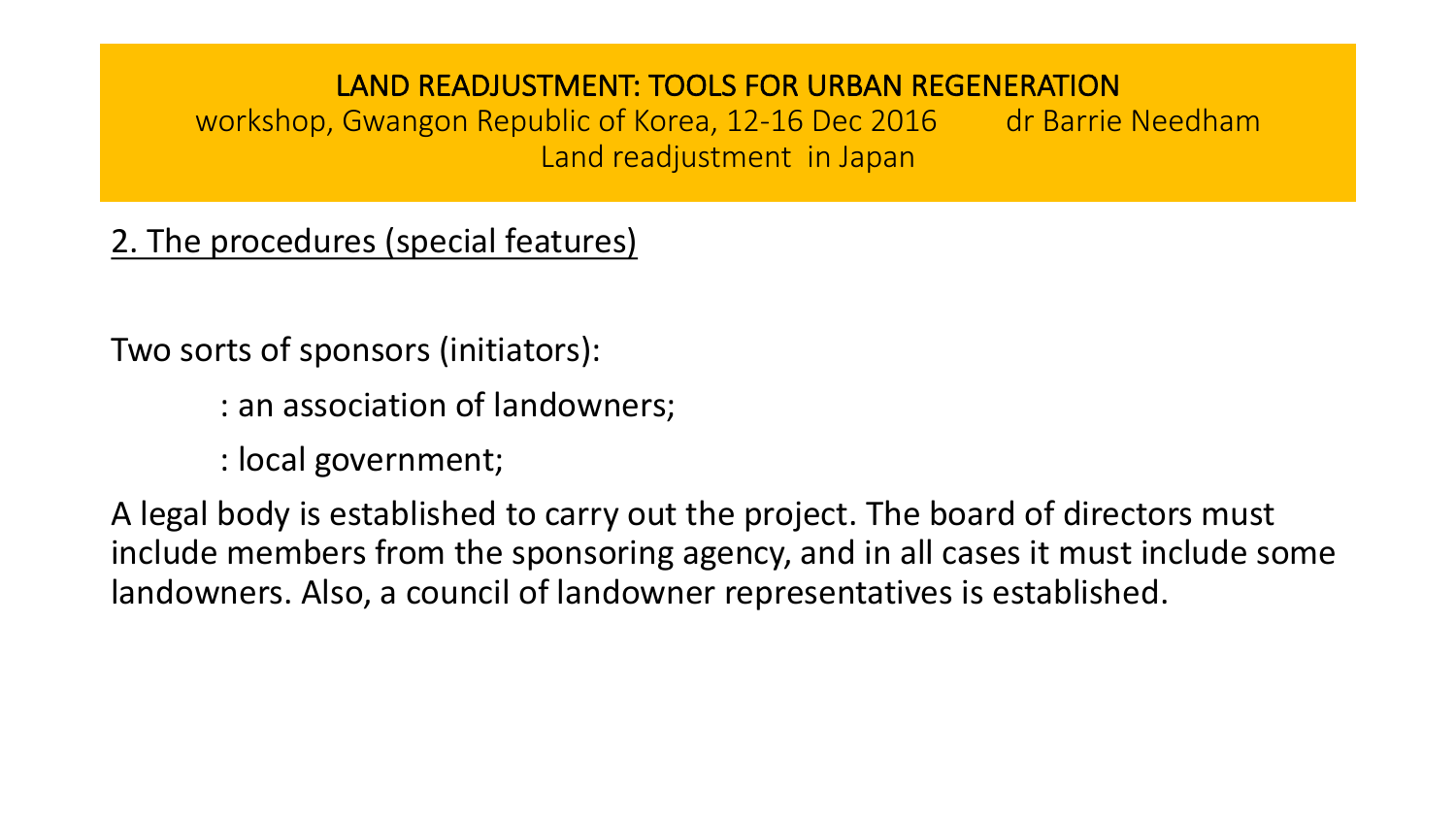LAND READJUSTMENT: TOOLS FOR URBAN REGENERATION
workshop, Gwangon Republic of Korea, 12-16 Dec 2016 dr Barrie Needham
Land readjustment in Japan

## 2. The procedures (special features)

Two sorts of sponsors (initiators):

: an association of landowners;

: local government;

A legal body is established to carry out the project. The board of directors must include members from the sponsoring agency, and in all cases it must include some landowners. Also, a council of landowner representatives is established.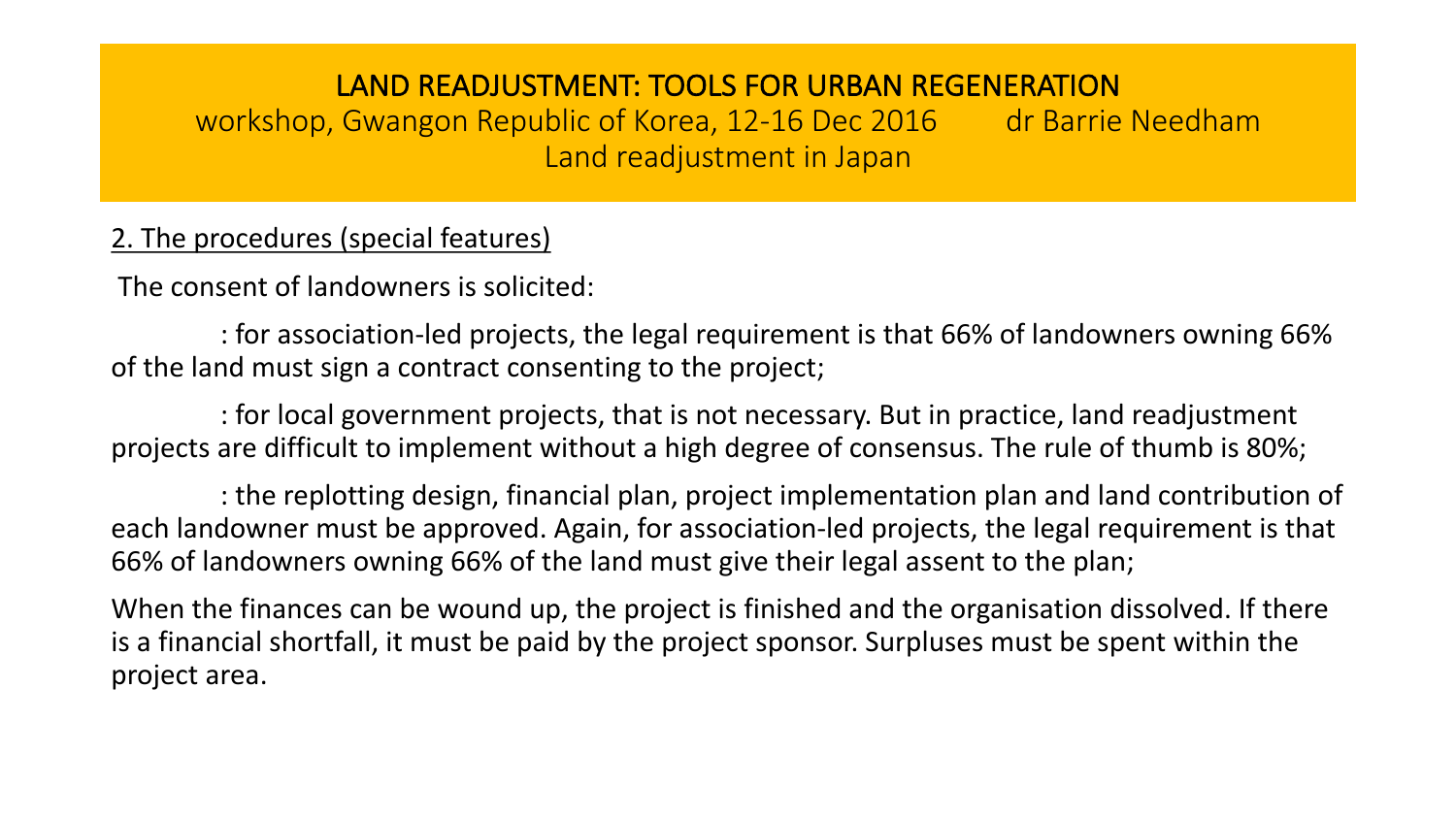LAND READJUSTMENT: TOOLS FOR URBAN REGENERATION

workshop, Gwangon Republic of Korea, 12-16 Dec 2016 dr Barrie Needham

Land readjustment in Japan

2. The procedures (special features)

The consent of landowners is solicited:

: for association-led projects, the legal requirement is that 66% of landowners owning 66% of the land must sign a contract consenting to the project;

: for local government projects, that is not necessary. But in practice, land readjustment projects are difficult to implement without a high degree of consensus. The rule of thumb is 80%;

: the replotting design, financial plan, project implementation plan and land contribution of each landowner must be approved. Again, for association-led projects, the legal requirement is that 66% of landowners owning 66% of the land must give their legal assent to the plan;

When the finances can be wound up, the project is finished and the organisation dissolved. If there is a financial shortfall, it must be paid by the project sponsor. Surpluses must be spent within the project area.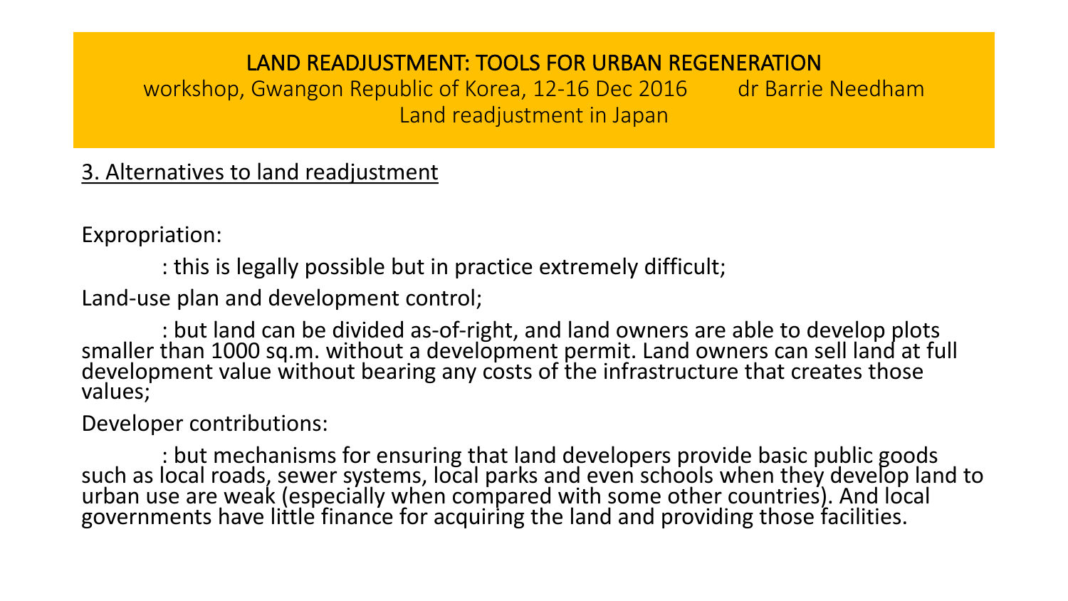# LAND READJUSTMENT: TOOLS FOR URBAN REGENERATION

workshop, Gwangon Republic of Korea, 12-16 Dec 2016 dr Barrie Needham

Land readjustment in Japan

## 3. Alternatives to land readjustment

Expropriation:

: this is legally possible but in practice extremely difficult;

Land-use plan and development control;

: but land can be divided as-of-right, and land owners are able to develop plots smaller than 1000 sq.m. without a development permit. Land owners can sell land at full development value without bearing any costs of the infrastructure that creates those values;

Developer contributions:

: but mechanisms for ensuring that land developers provide basic public goods such as local roads, sewer systems, local parks and even schools when they develop land to urban use are weak (especially when compared with some other countries). And local governments have little finance for acquiring the land and providing those facilities.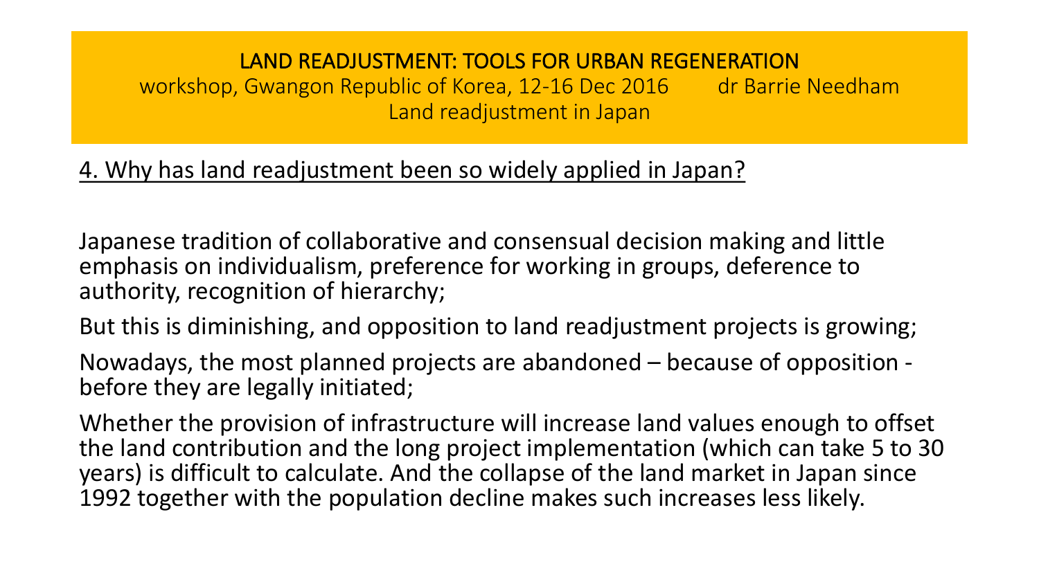**LAND READJUSTMENT: TOOLS FOR URBAN REGENERATION**
workshop, Gwangon Republic of Korea, 12-16 Dec 2016 dr Barrie Needham
Land readjustment in Japan

## 4. Why has land readjustment been so widely applied in Japan?

Japanese tradition of collaborative and consensual decision making and little emphasis on individualism, preference for working in groups, deference to authority, recognition of hierarchy;

But this is diminishing, and opposition to land readjustment projects is growing;

Nowadays, the most planned projects are abandoned – because of opposition - before they are legally initiated;

Whether the provision of infrastructure will increase land values enough to offset the land contribution and the long project implementation (which can take 5 to 30 years) is difficult to calculate. And the collapse of the land market in Japan since 1992 together with the population decline makes such increases less likely.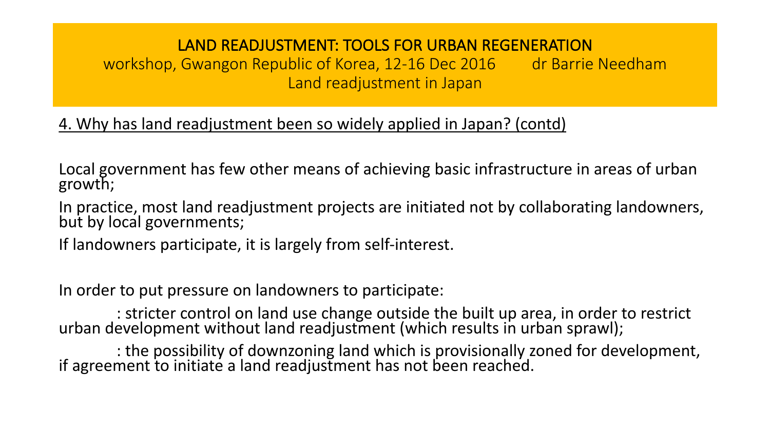## LAND READJUSTMENT: TOOLS FOR URBAN REGENERATION

workshop, Gwangon Republic of Korea, 12-16 Dec 2016 dr Barrie Needham

Land readjustment in Japan

4. Why has land readjustment been so widely applied in Japan? (contd)

Local government has few other means of achieving basic infrastructure in areas of urban growth;

In practice, most land readjustment projects are initiated not by collaborating landowners, but by local governments;

If landowners participate, it is largely from self-interest.

In order to put pressure on landowners to participate:

: stricter control on land use change outside the built up area, in order to restrict urban development without land readjustment (which results in urban sprawl);

: the possibility of downzoning land which is provisionally zoned for development, if agreement to initiate a land readjustment has not been reached.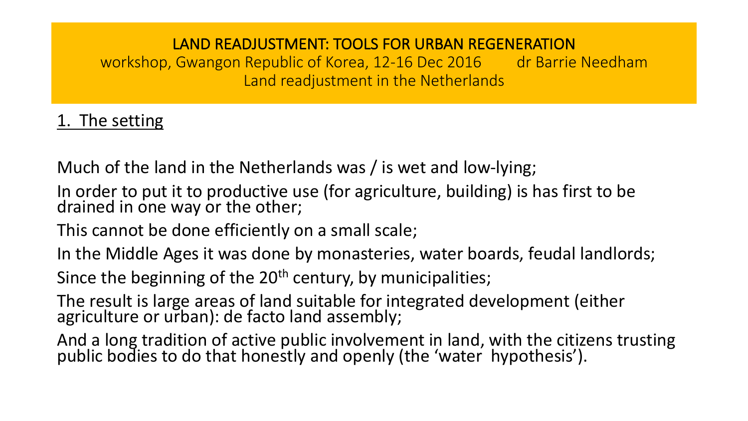# LAND READJUSTMENT: TOOLS FOR URBAN REGENERATION

workshop, Gwangon Republic of Korea, 12-16 Dec 2016 dr Barrie Needham

Land readjustment in the Netherlands

## 1. The setting

Much of the land in the Netherlands was / is wet and low-lying;

In order to put it to productive use (for agriculture, building) is has first to be drained in one way or the other;

This cannot be done efficiently on a small scale;

In the Middle Ages it was done by monasteries, water boards, feudal landlords;

Since the beginning of the 20th century, by municipalities;

The result is large areas of land suitable for integrated development (either agriculture or urban): de facto land assembly;

And a long tradition of active public involvement in land, with the citizens trusting public bodies to do that honestly and openly (the 'water hypothesis').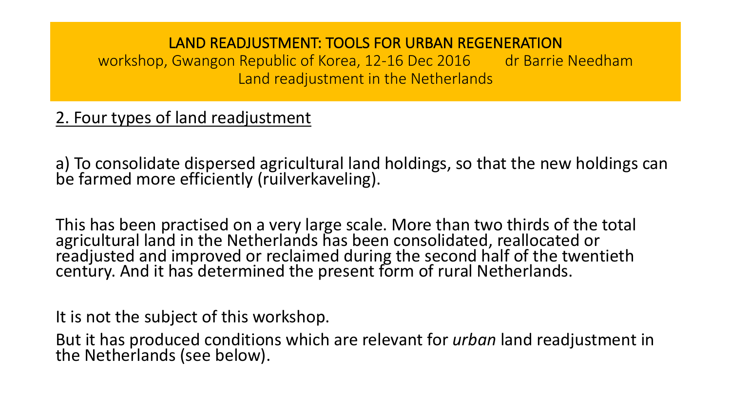LAND READJUSTMENT: TOOLS FOR URBAN REGENERATION
workshop, Gwangon Republic of Korea, 12-16 Dec 2016 dr Barrie Needham
Land readjustment in the Netherlands

## 2. Four types of land readjustment

a) To consolidate dispersed agricultural land holdings, so that the new holdings can be farmed more efficiently (ruilverkaveling).

This has been practised on a very large scale. More than two thirds of the total agricultural land in the Netherlands has been consolidated, reallocated or readjusted and improved or reclaimed during the second half of the twentieth century. And it has determined the present form of rural Netherlands.

It is not the subject of this workshop.

But it has produced conditions which are relevant for *urban* land readjustment in the Netherlands (see below).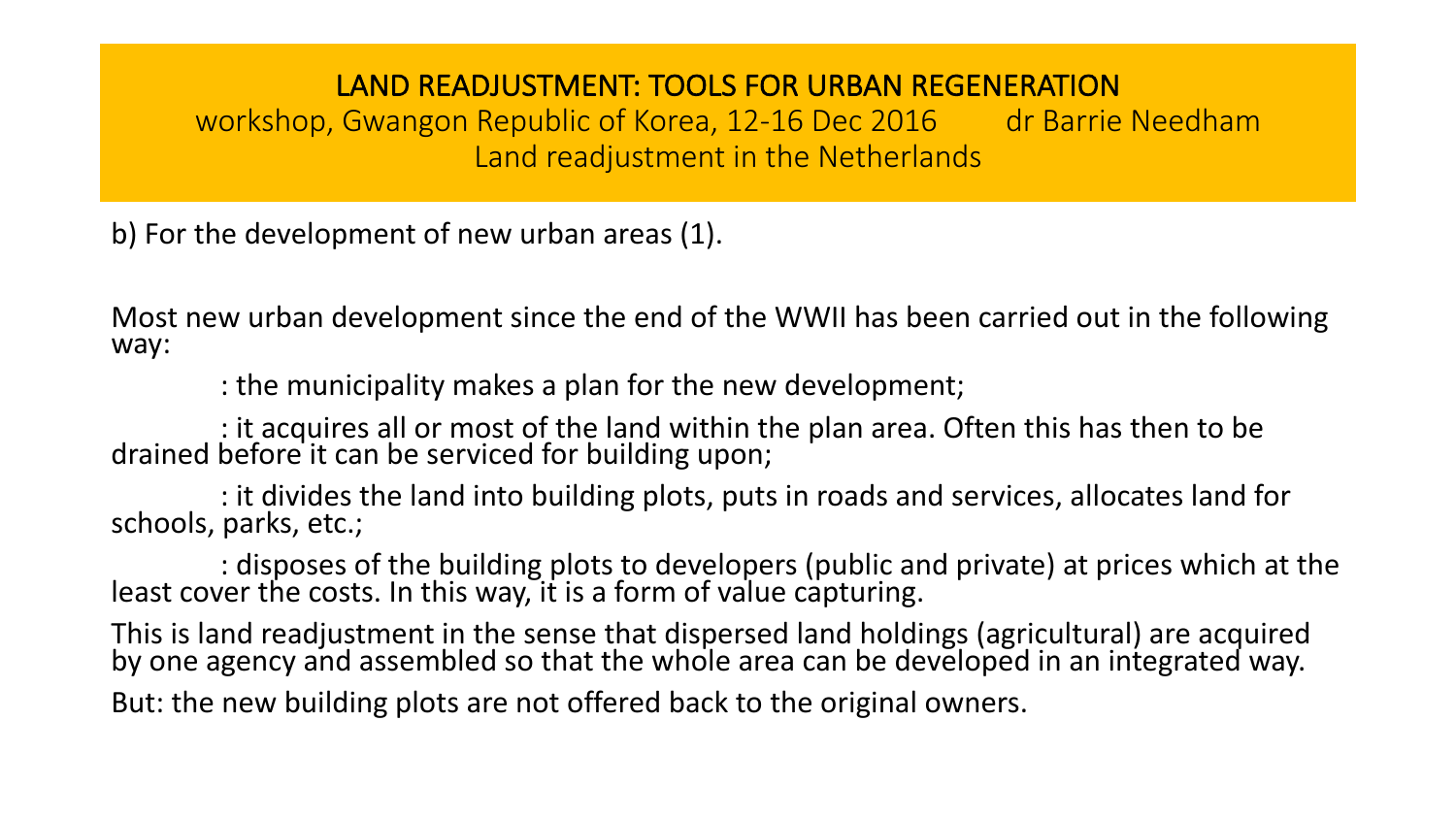LAND READJUSTMENT: TOOLS FOR URBAN REGENERATION
workshop, Gwangon Republic of Korea, 12-16 Dec 2016 dr Barrie Needham
Land readjustment in the Netherlands

b) For the development of new urban areas (1).

Most new urban development since the end of the WWII has been carried out in the following way:

: the municipality makes a plan for the new development;

: it acquires all or most of the land within the plan area. Often this has then to be drained before it can be serviced for building upon;

: it divides the land into building plots, puts in roads and services, allocates land for schools, parks, etc.;

: disposes of the building plots to developers (public and private) at prices which at the least cover the costs. In this way, it is a form of value capturing.

This is land readjustment in the sense that dispersed land holdings (agricultural) are acquired by one agency and assembled so that the whole area can be developed in an integrated way.

But: the new building plots are not offered back to the original owners.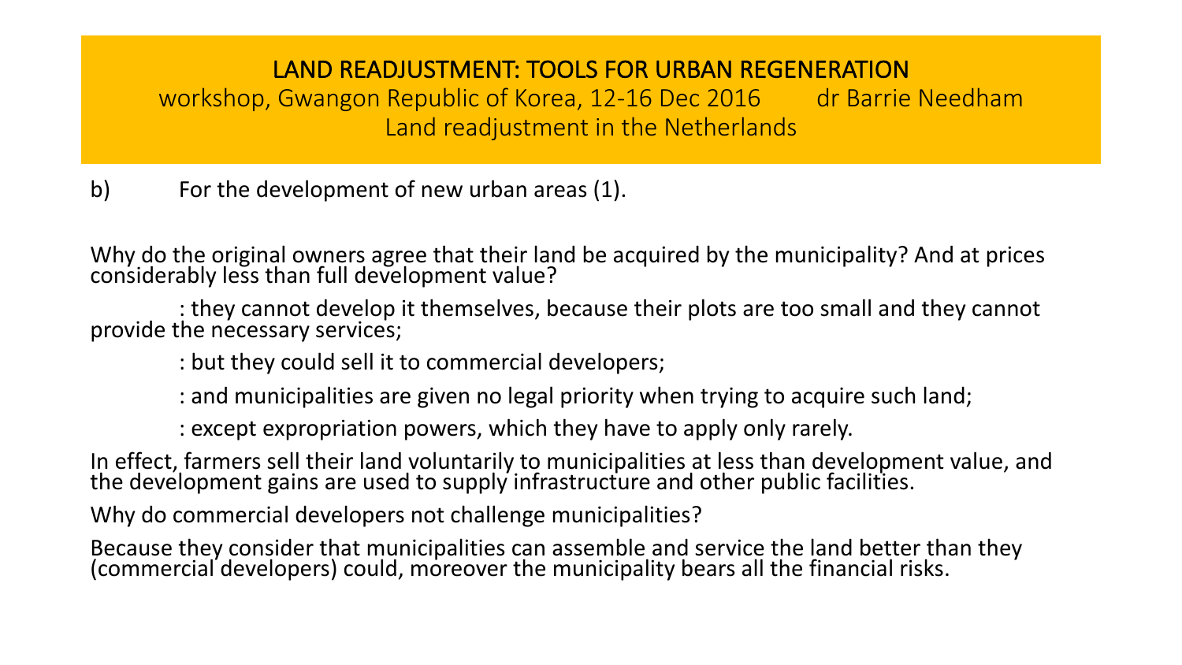# LAND READJUSTMENT: TOOLS FOR URBAN REGENERATION

workshop, Gwangon Republic of Korea, 12-16 Dec 2016 dr Barrie Needham

Land readjustment in the Netherlands

b) For the development of new urban areas (1).

Why do the original owners agree that their land be acquired by the municipality? And at prices considerably less than full development value?

: they cannot develop it themselves, because their plots are too small and they cannot provide the necessary services;

: but they could sell it to commercial developers;

: and municipalities are given no legal priority when trying to acquire such land;

: except expropriation powers, which they have to apply only rarely.

In effect, farmers sell their land voluntarily to municipalities at less than development value, and the development gains are used to supply infrastructure and other public facilities.

Why do commercial developers not challenge municipalities?

Because they consider that municipalities can assemble and service the land better than they (commercial developers) could, moreover the municipality bears all the financial risks.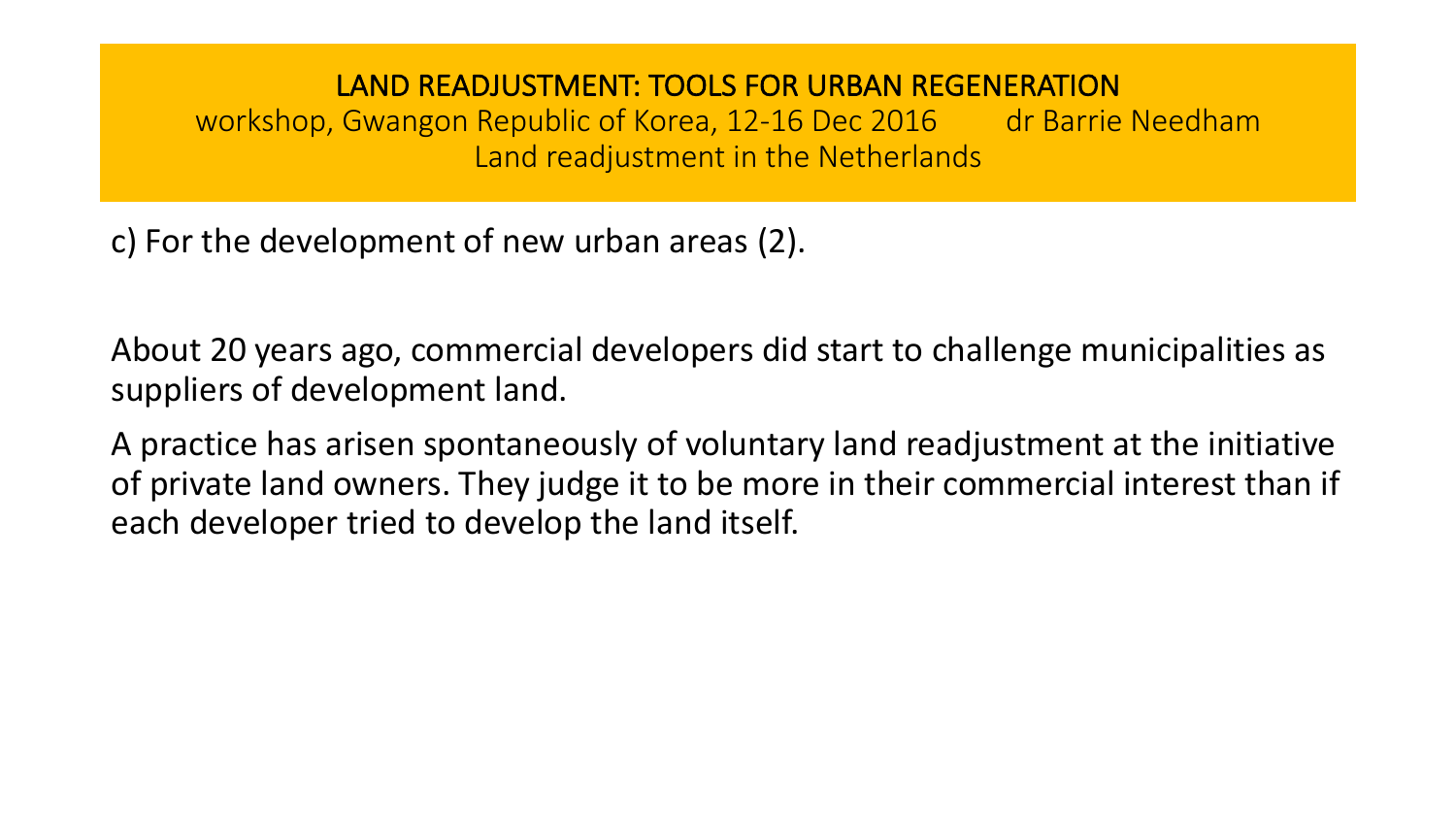c) For the development of new urban areas (2).

About 20 years ago, commercial developers did start to challenge municipalities as suppliers of development land.

A practice has arisen spontaneously of voluntary land readjustment at the initiative of private land owners. They judge it to be more in their commercial interest than if each developer tried to develop the land itself.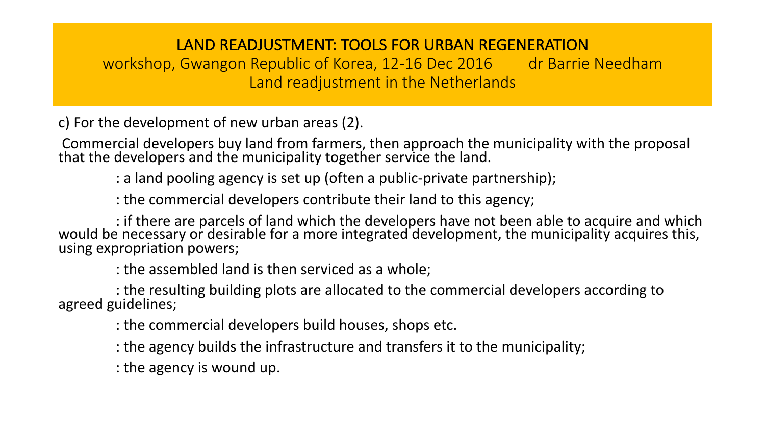# LAND READJUSTMENT: TOOLS FOR URBAN REGENERATION

workshop, Gwangon Republic of Korea, 12-16 Dec 2016        dr Barrie Needham

Land readjustment in the Netherlands

c) For the development of new urban areas (2).

Commercial developers buy land from farmers, then approach the municipality with the proposal that the developers and the municipality together service the land.

: a land pooling agency is set up (often a public-private partnership);

: the commercial developers contribute their land to this agency;

: if there are parcels of land which the developers have not been able to acquire and which would be necessary or desirable for a more integrated development, the municipality acquires this, using expropriation powers;

: the assembled land is then serviced as a whole;

: the resulting building plots are allocated to the commercial developers according to agreed guidelines;

: the commercial developers build houses, shops etc.

: the agency builds the infrastructure and transfers it to the municipality;

: the agency is wound up.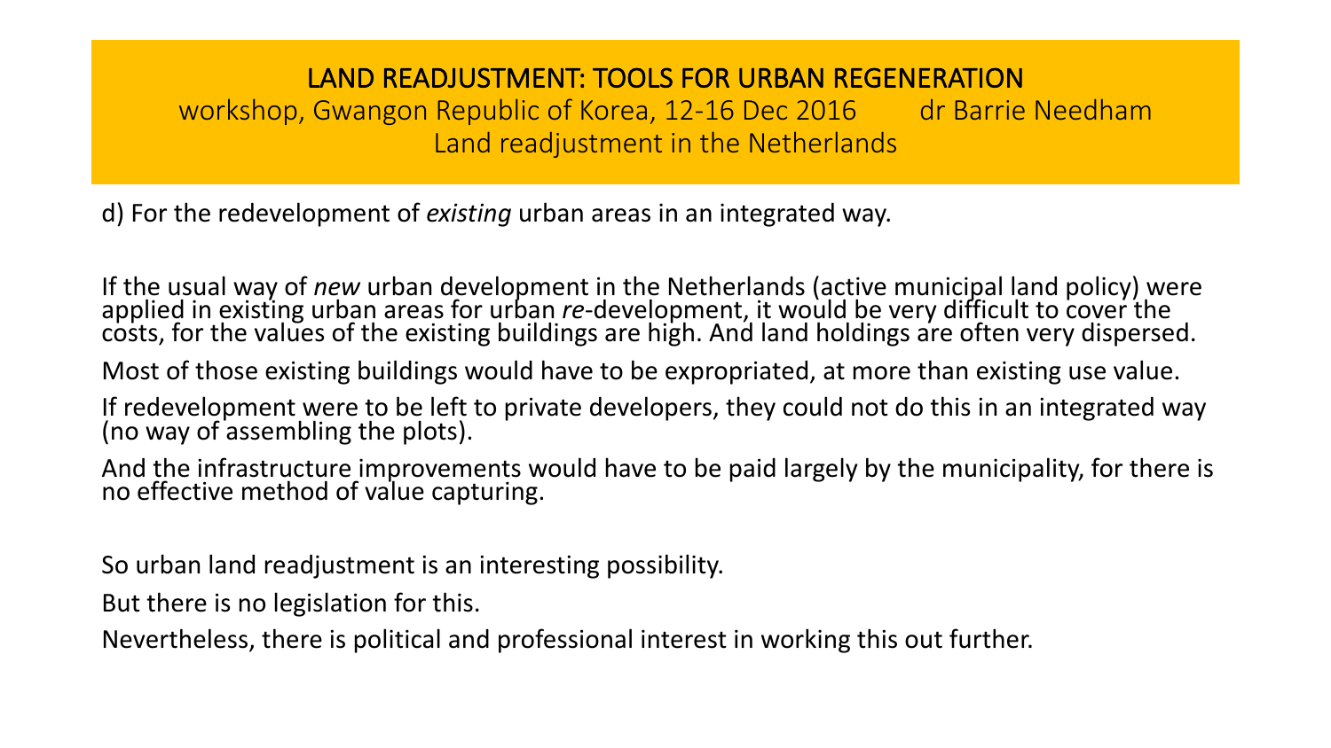d) For the redevelopment of *existing* urban areas in an integrated way.

If the usual way of *new* urban development in the Netherlands (active municipal land policy) were applied in existing urban areas for urban *re*-development, it would be very difficult to cover the costs, for the values of the existing buildings are high. And land holdings are often very dispersed.

Most of those existing buildings would have to be expropriated, at more than existing use value.

If redevelopment were to be left to private developers, they could not do this in an integrated way (no way of assembling the plots).

And the infrastructure improvements would have to be paid largely by the municipality, for there is no effective method of value capturing.

So urban land readjustment is an interesting possibility.

But there is no legislation for this.

Nevertheless, there is political and professional interest in working this out further.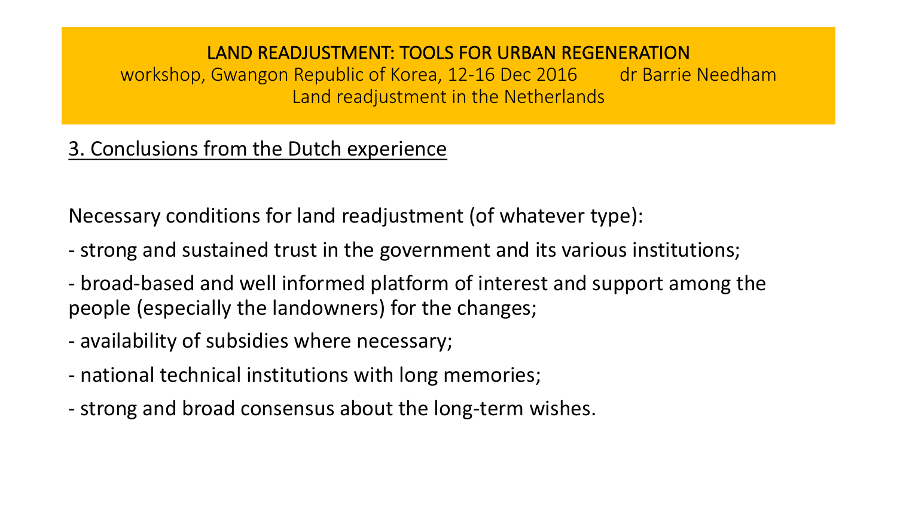LAND READJUSTMENT: TOOLS FOR URBAN REGENERATION

workshop, Gwangon Republic of Korea, 12-16 Dec 2016 dr Barrie Needham

Land readjustment in the Netherlands

## 3. Conclusions from the Dutch experience

Necessary conditions for land readjustment (of whatever type):

- strong and sustained trust in the government and its various institutions;
- broad-based and well informed platform of interest and support among the people (especially the landowners) for the changes;
- availability of subsidies where necessary;
- national technical institutions with long memories;
- strong and broad consensus about the long-term wishes.